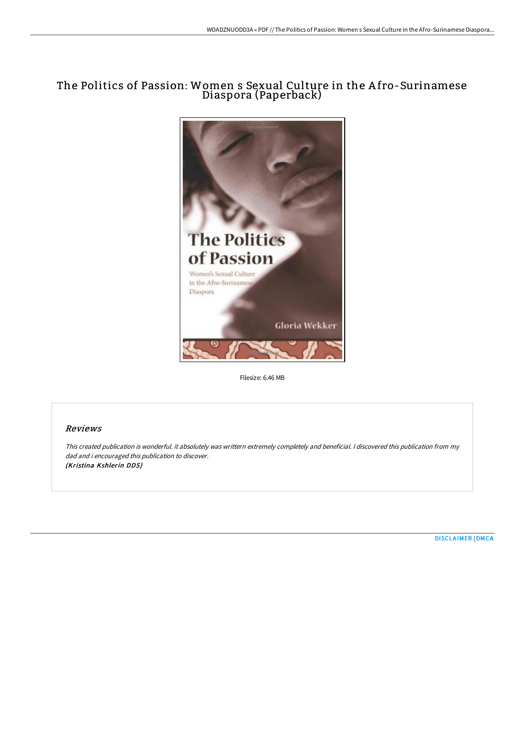# The Politics of Passion: Women s Sexual Culture in the Afro-Surinamese Diaspora (Paperback)

Filesize: 6.46 MB

## *Reviews*

*This created publication is wonderful. it absolutely was writtern extremely completely and beneficial. I discovered this publication from my dad and i encouraged this publication to discover.*
***(Kristina Kshlerin DDS)***

DISCLAIMER | DMCA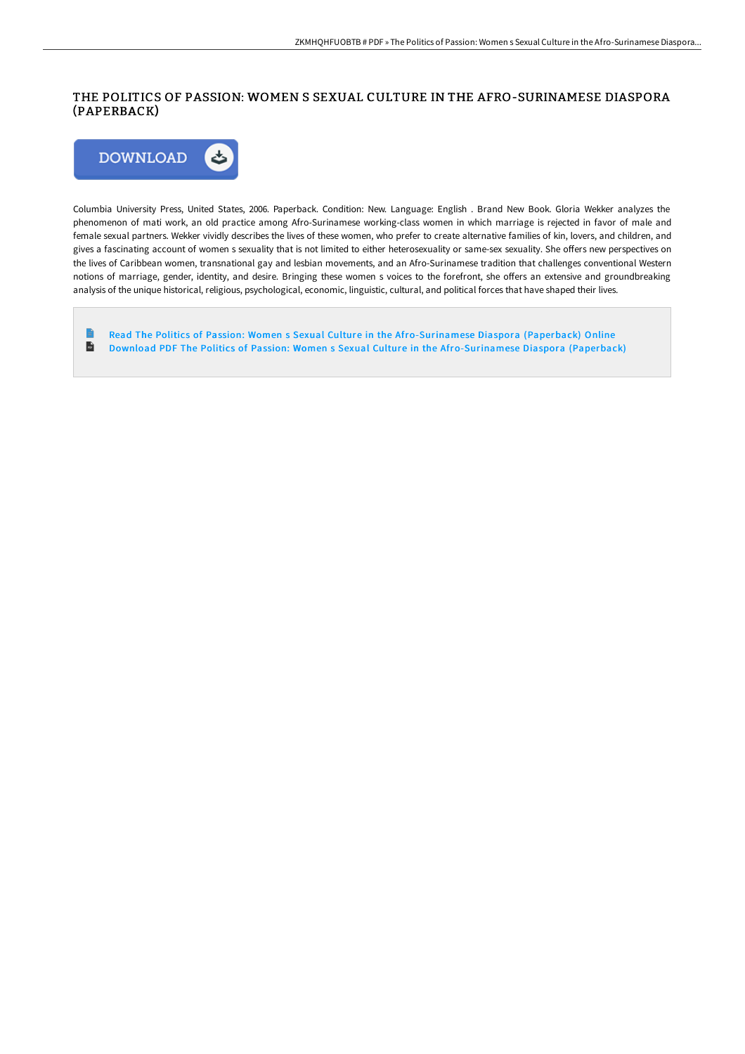# THE POLITICS OF PASSION: WOMEN S SEXUAL CULTURE IN THE AFRO-SURINAMESE DIASPORA (PAPERBACK)

Columbia University Press, United States, 2006. Paperback. Condition: New. Language: English . Brand New Book. Gloria Wekker analyzes the phenomenon of mati work, an old practice among Afro-Surinamese working-class women in which marriage is rejected in favor of male and female sexual partners. Wekker vividly describes the lives of these women, who prefer to create alternative families of kin, lovers, and children, and gives a fascinating account of women s sexuality that is not limited to either heterosexuality or same-sex sexuality. She offers new perspectives on the lives of Caribbean women, transnational gay and lesbian movements, and an Afro-Surinamese tradition that challenges conventional Western notions of marriage, gender, identity, and desire. Bringing these women s voices to the forefront, she offers an extensive and groundbreaking analysis of the unique historical, religious, psychological, economic, linguistic, cultural, and political forces that have shaped their lives.

- Read The Politics of Passion: Women s Sexual Culture in the Afro-Surinamese Diaspora (Paperback) Online
- Download PDF The Politics of Passion: Women s Sexual Culture in the Afro-Surinamese Diaspora (Paperback)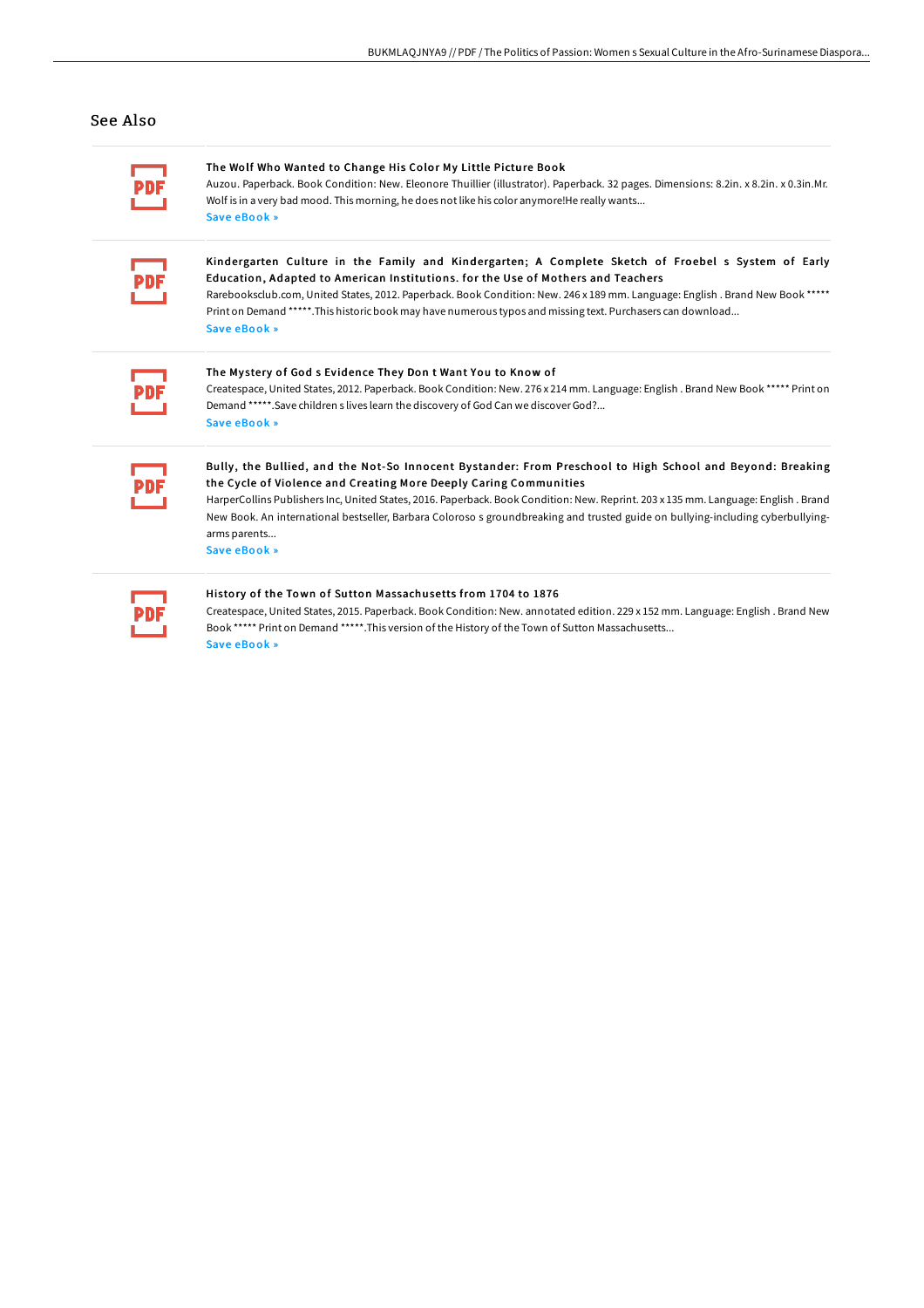## See Also

### The Wolf Who Wanted to Change His Color My Little Picture Book

Auzou. Paperback. Book Condition: New. Eleonore Thuillier (illustrator). Paperback. 32 pages. Dimensions: 8.2in. x 8.2in. x 0.3in.Mr. Wolf is in a very bad mood. This morning, he does not like his color anymore!He really wants...

Save eBook »

### Kindergarten Culture in the Family and Kindergarten; A Complete Sketch of Froebel s System of Early Education, Adapted to American Institutions. for the Use of Mothers and Teachers

Rarebooksclub.com, United States, 2012. Paperback. Book Condition: New. 246 x 189 mm. Language: English . Brand New Book ***** Print on Demand *****.This historic book may have numerous typos and missing text. Purchasers can download...

Save eBook »

### The Mystery of God s Evidence They Don t Want You to Know of

Createspace, United States, 2012. Paperback. Book Condition: New. 276 x 214 mm. Language: English . Brand New Book ***** Print on Demand *****.Save children s lives learn the discovery of God Can we discover God?...

Save eBook »

### Bully, the Bullied, and the Not-So Innocent Bystander: From Preschool to High School and Beyond: Breaking the Cycle of Violence and Creating More Deeply Caring Communities

HarperCollins Publishers Inc, United States, 2016. Paperback. Book Condition: New. Reprint. 203 x 135 mm. Language: English . Brand New Book. An international bestseller, Barbara Coloroso s groundbreaking and trusted guide on bullying-including cyberbullying-arms parents...

Save eBook »

### History of the Town of Sutton Massachusetts from 1704 to 1876

Createspace, United States, 2015. Paperback. Book Condition: New. annotated edition. 229 x 152 mm. Language: English . Brand New Book ***** Print on Demand *****.This version of the History of the Town of Sutton Massachusetts...

Save eBook »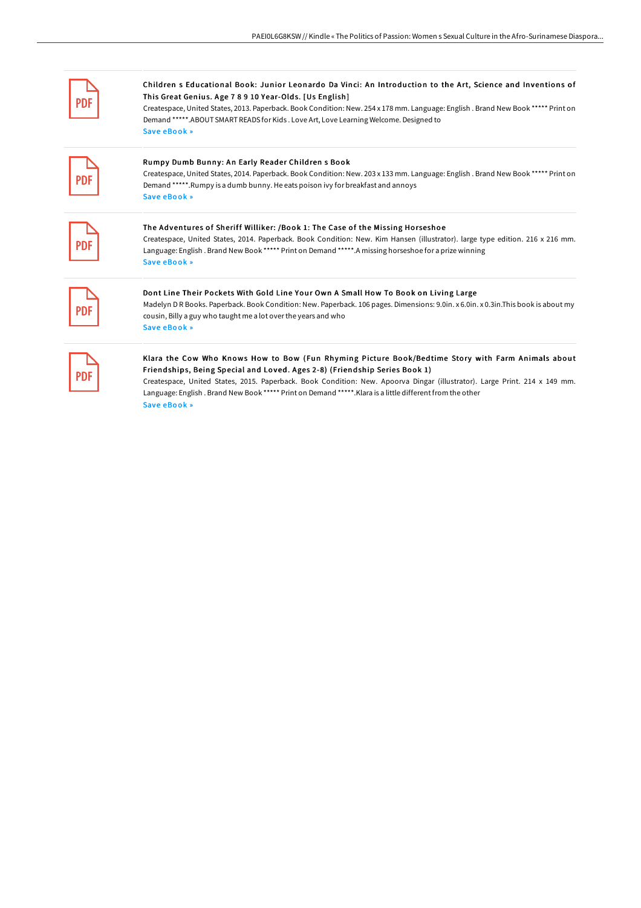**Children s Educational Book: Junior Leonardo Da Vinci: An Introduction to the Art, Science and Inventions of This Great Genius. Age 7 8 9 10 Year-Olds. [Us English]**

Createspace, United States, 2013. Paperback. Book Condition: New. 254 x 178 mm. Language: English . Brand New Book ***** Print on Demand *****.ABOUT SMART READS for Kids . Love Art, Love Learning Welcome. Designed to

Save eBook »

**Rumpy Dumb Bunny: An Early Reader Children s Book**

Createspace, United States, 2014. Paperback. Book Condition: New. 203 x 133 mm. Language: English . Brand New Book ***** Print on Demand *****.Rumpy is a dumb bunny. He eats poison ivy for breakfast and annoys

Save eBook »

**The Adventures of Sheriff Williker: /Book 1: The Case of the Missing Horseshoe**

Createspace, United States, 2014. Paperback. Book Condition: New. Kim Hansen (illustrator). large type edition. 216 x 216 mm. Language: English . Brand New Book ***** Print on Demand *****.A missing horseshoe for a prize winning

Save eBook »

**Dont Line Their Pockets With Gold Line Your Own A Small How To Book on Living Large**

Madelyn D R Books. Paperback. Book Condition: New. Paperback. 106 pages. Dimensions: 9.0in. x 6.0in. x 0.3in.This book is about my cousin, Billy a guy who taught me a lot over the years and who

Save eBook »

**Klara the Cow Who Knows How to Bow (Fun Rhyming Picture Book/Bedtime Story with Farm Animals about Friendships, Being Special and Loved. Ages 2-8) (Friendship Series Book 1)**

Createspace, United States, 2015. Paperback. Book Condition: New. Apoorva Dingar (illustrator). Large Print. 214 x 149 mm. Language: English . Brand New Book ***** Print on Demand *****.Klara is a little different from the other

Save eBook »